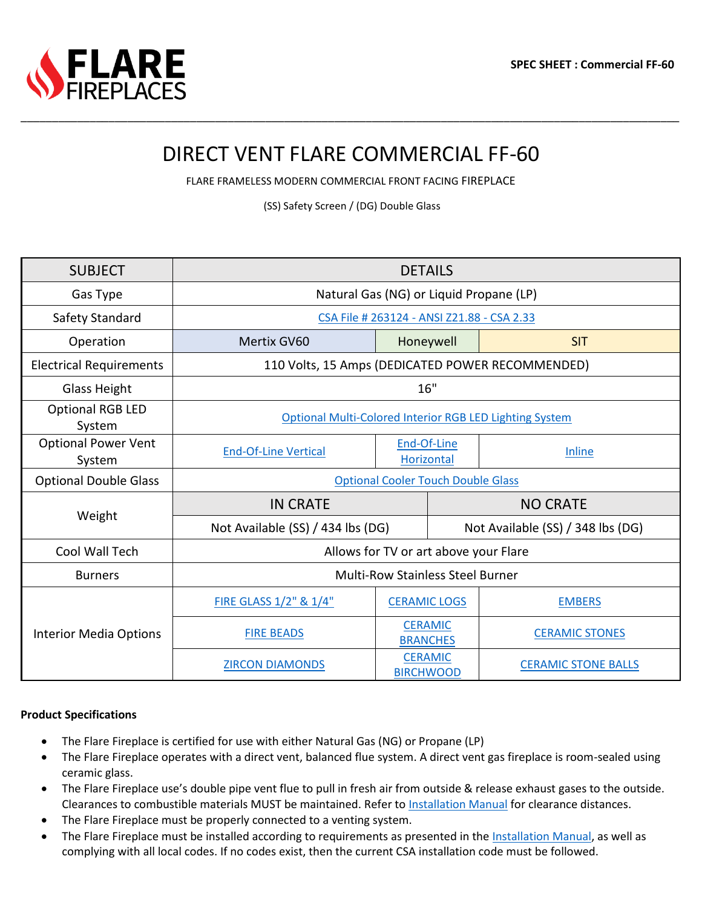SPEC SHEET : Commercial FF-60

# DIRECT VENT FLARE COMMERCIAL FF-60

FLARE FRAMELESS MODERN COMMERCIAL FRONT FACING FIREPLACE

(SS) Safety Screen / (DG) Double Glass

| SUBJECT | DETAILS | | |
|---|---|---|---|
| Gas Type | Natural Gas (NG) or Liquid Propane (LP) | | |
| Safety Standard | CSA File # 263124 - ANSI Z21.88 - CSA 2.33 | | |
| Operation | Mertix GV60 | Honeywell | SIT |
| Electrical Requirements | 110 Volts, 15 Amps (DEDICATED POWER RECOMMENDED) | | |
| Glass Height | 16" | | |
| Optional RGB LED System | Optional Multi-Colored Interior RGB LED Lighting System | | |
| Optional Power Vent System | End-Of-Line Vertical | End-Of-Line Horizontal | Inline |
| Optional Double Glass | Optional Cooler Touch Double Glass | | |
| Weight | IN CRATE | NO CRATE | |
| | Not Available (SS) / 434 lbs (DG) | Not Available (SS) / 348 lbs (DG) | |
| Cool Wall Tech | Allows for TV or art above your Flare | | |
| Burners | Multi-Row Stainless Steel Burner | | |
| Interior Media Options | FIRE GLASS 1/2" & 1/4" | CERAMIC LOGS | EMBERS |
| | FIRE BEADS | CERAMIC BRANCHES | CERAMIC STONES |
| | ZIRCON DIAMONDS | CERAMIC BIRCHWOOD | CERAMIC STONE BALLS |

**Product Specifications**

- The Flare Fireplace is certified for use with either Natural Gas (NG) or Propane (LP)
- The Flare Fireplace operates with a direct vent, balanced flue system. A direct vent gas fireplace is room-sealed using ceramic glass.
- The Flare Fireplace use's double pipe vent flue to pull in fresh air from outside & release exhaust gases to the outside. Clearances to combustible materials MUST be maintained. Refer to Installation Manual for clearance distances.
- The Flare Fireplace must be properly connected to a venting system.
- The Flare Fireplace must be installed according to requirements as presented in the Installation Manual, as well as complying with all local codes. If no codes exist, then the current CSA installation code must be followed.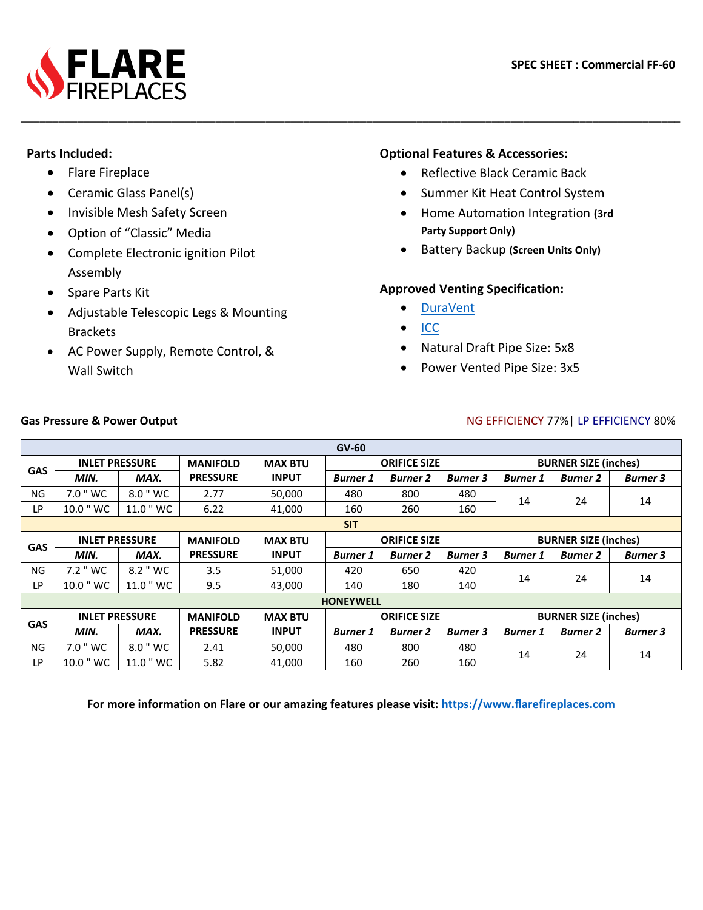**FLARE FIREPLACES**

**SPEC SHEET : Commercial FF-60**

---

**Parts Included:**

- Flare Fireplace
- Ceramic Glass Panel(s)
- Invisible Mesh Safety Screen
- Option of "Classic" Media
- Complete Electronic ignition Pilot Assembly
- Spare Parts Kit
- Adjustable Telescopic Legs & Mounting Brackets
- AC Power Supply, Remote Control, & Wall Switch

**Optional Features & Accessories:**

- Reflective Black Ceramic Back
- Summer Kit Heat Control System
- Home Automation Integration **(3rd Party Support Only)**
- Battery Backup **(Screen Units Only)**

**Approved Venting Specification:**

- [DuraVent]
- [ICC]
- Natural Draft Pipe Size: 5x8
- Power Vented Pipe Size: 3x5

**Gas Pressure & Power Output**

NG EFFICIENCY 77%| LP EFFICIENCY 80%

| GV-60 | | | | | | | | | | |
|---|---|---|---|---|---|---|---|---|---|---|
| GAS | INLET PRESSURE | | MANIFOLD PRESSURE | MAX BTU INPUT | ORIFICE SIZE | | | BURNER SIZE (inches) | | |
| | *MIN.* | *MAX.* | | | *Burner 1* | *Burner 2* | *Burner 3* | *Burner 1* | *Burner 2* | *Burner 3* |
| NG | 7.0 " WC | 8.0 " WC | 2.77 | 50,000 | 480 | 800 | 480 | 14 | 24 | 14 |
| LP | 10.0 " WC | 11.0 " WC | 6.22 | 41,000 | 160 | 260 | 160 | | | |
| **SIT** | | | | | | | | | | |
| GAS | INLET PRESSURE | | MANIFOLD PRESSURE | MAX BTU INPUT | ORIFICE SIZE | | | BURNER SIZE (inches) | | |
| | *MIN.* | *MAX.* | | | *Burner 1* | *Burner 2* | *Burner 3* | *Burner 1* | *Burner 2* | *Burner 3* |
| NG | 7.2 " WC | 8.2 " WC | 3.5 | 51,000 | 420 | 650 | 420 | 14 | 24 | 14 |
| LP | 10.0 " WC | 11.0 " WC | 9.5 | 43,000 | 140 | 180 | 140 | | | |
| **HONEYWELL** | | | | | | | | | | |
| GAS | INLET PRESSURE | | MANIFOLD PRESSURE | MAX BTU INPUT | ORIFICE SIZE | | | BURNER SIZE (inches) | | |
| | *MIN.* | *MAX.* | | | *Burner 1* | *Burner 2* | *Burner 3* | *Burner 1* | *Burner 2* | *Burner 3* |
| NG | 7.0 " WC | 8.0 " WC | 2.41 | 50,000 | 480 | 800 | 480 | 14 | 24 | 14 |
| LP | 10.0 " WC | 11.0 " WC | 5.82 | 41,000 | 160 | 260 | 160 | | | |

**For more information on Flare or our amazing features please visit: https://www.flarefireplaces.com**